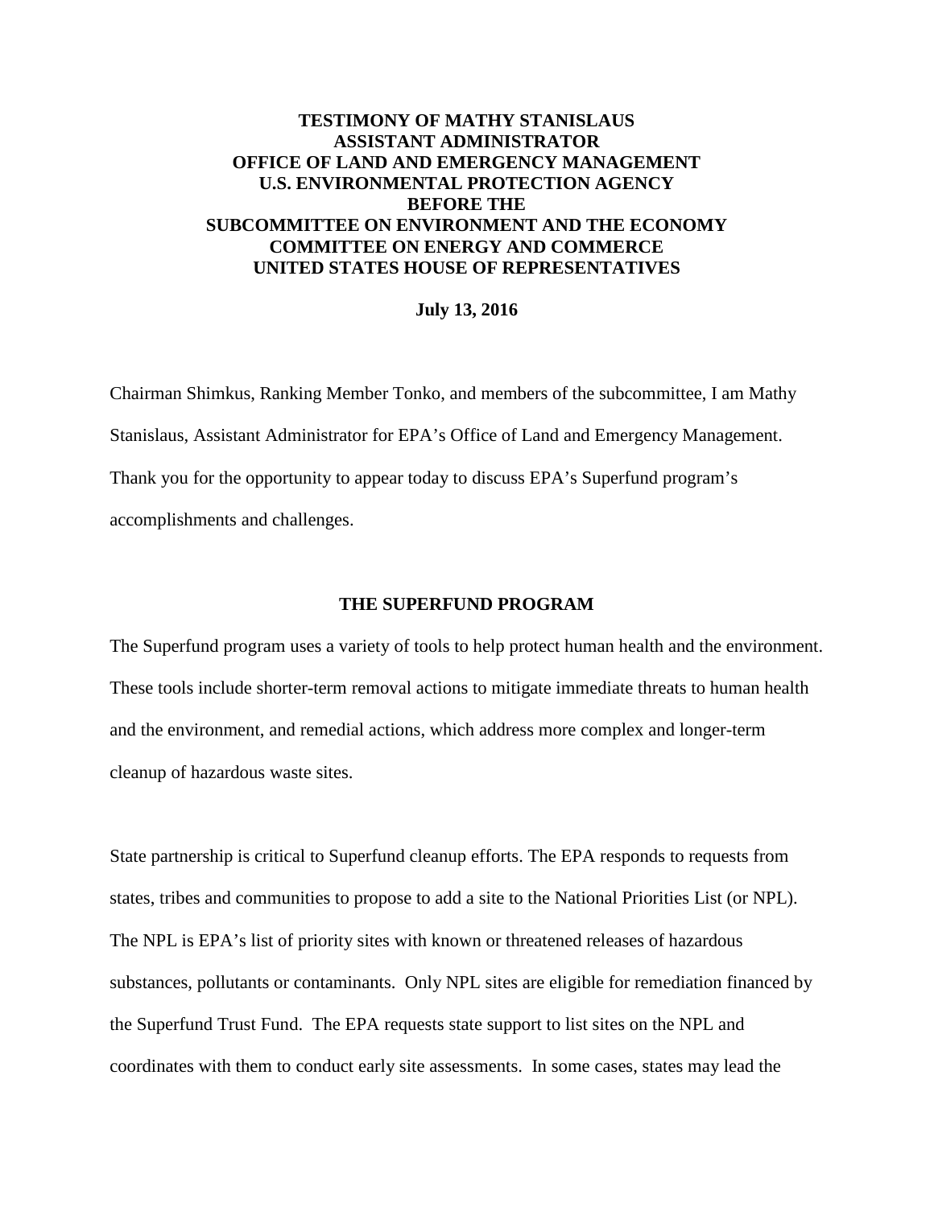# TESTIMONY OF MATHY STANISLAUS
# ASSISTANT ADMINISTRATOR
# OFFICE OF LAND AND EMERGENCY MANAGEMENT
# U.S. ENVIRONMENTAL PROTECTION AGENCY
# BEFORE THE
# SUBCOMMITTEE ON ENVIRONMENT AND THE ECONOMY
# COMMITTEE ON ENERGY AND COMMERCE
# UNITED STATES HOUSE OF REPRESENTATIVES

**July 13, 2016**

Chairman Shimkus, Ranking Member Tonko, and members of the subcommittee, I am Mathy Stanislaus, Assistant Administrator for EPA's Office of Land and Emergency Management. Thank you for the opportunity to appear today to discuss EPA's Superfund program's accomplishments and challenges.

## THE SUPERFUND PROGRAM

The Superfund program uses a variety of tools to help protect human health and the environment. These tools include shorter-term removal actions to mitigate immediate threats to human health and the environment, and remedial actions, which address more complex and longer-term cleanup of hazardous waste sites.

State partnership is critical to Superfund cleanup efforts. The EPA responds to requests from states, tribes and communities to propose to add a site to the National Priorities List (or NPL). The NPL is EPA's list of priority sites with known or threatened releases of hazardous substances, pollutants or contaminants. Only NPL sites are eligible for remediation financed by the Superfund Trust Fund. The EPA requests state support to list sites on the NPL and coordinates with them to conduct early site assessments. In some cases, states may lead the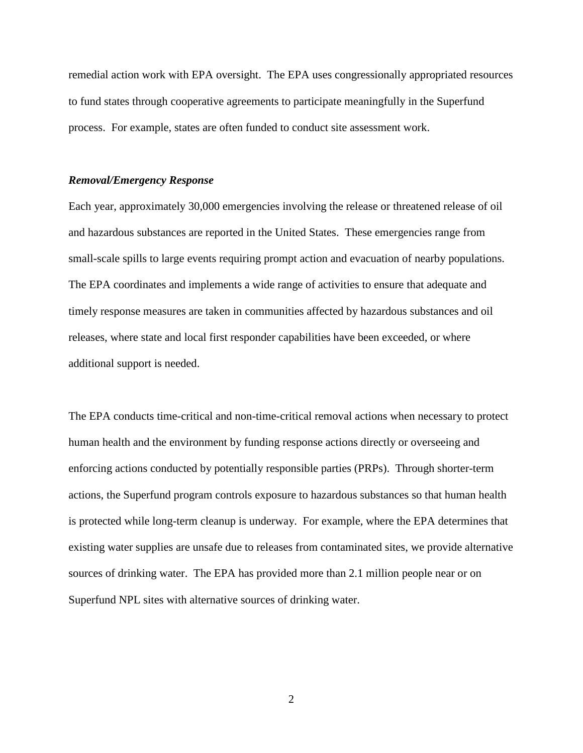remedial action work with EPA oversight. The EPA uses congressionally appropriated resources to fund states through cooperative agreements to participate meaningfully in the Superfund process. For example, states are often funded to conduct site assessment work.

***Removal/Emergency Response***

Each year, approximately 30,000 emergencies involving the release or threatened release of oil and hazardous substances are reported in the United States. These emergencies range from small-scale spills to large events requiring prompt action and evacuation of nearby populations. The EPA coordinates and implements a wide range of activities to ensure that adequate and timely response measures are taken in communities affected by hazardous substances and oil releases, where state and local first responder capabilities have been exceeded, or where additional support is needed.

The EPA conducts time-critical and non-time-critical removal actions when necessary to protect human health and the environment by funding response actions directly or overseeing and enforcing actions conducted by potentially responsible parties (PRPs). Through shorter-term actions, the Superfund program controls exposure to hazardous substances so that human health is protected while long-term cleanup is underway. For example, where the EPA determines that existing water supplies are unsafe due to releases from contaminated sites, we provide alternative sources of drinking water. The EPA has provided more than 2.1 million people near or on Superfund NPL sites with alternative sources of drinking water.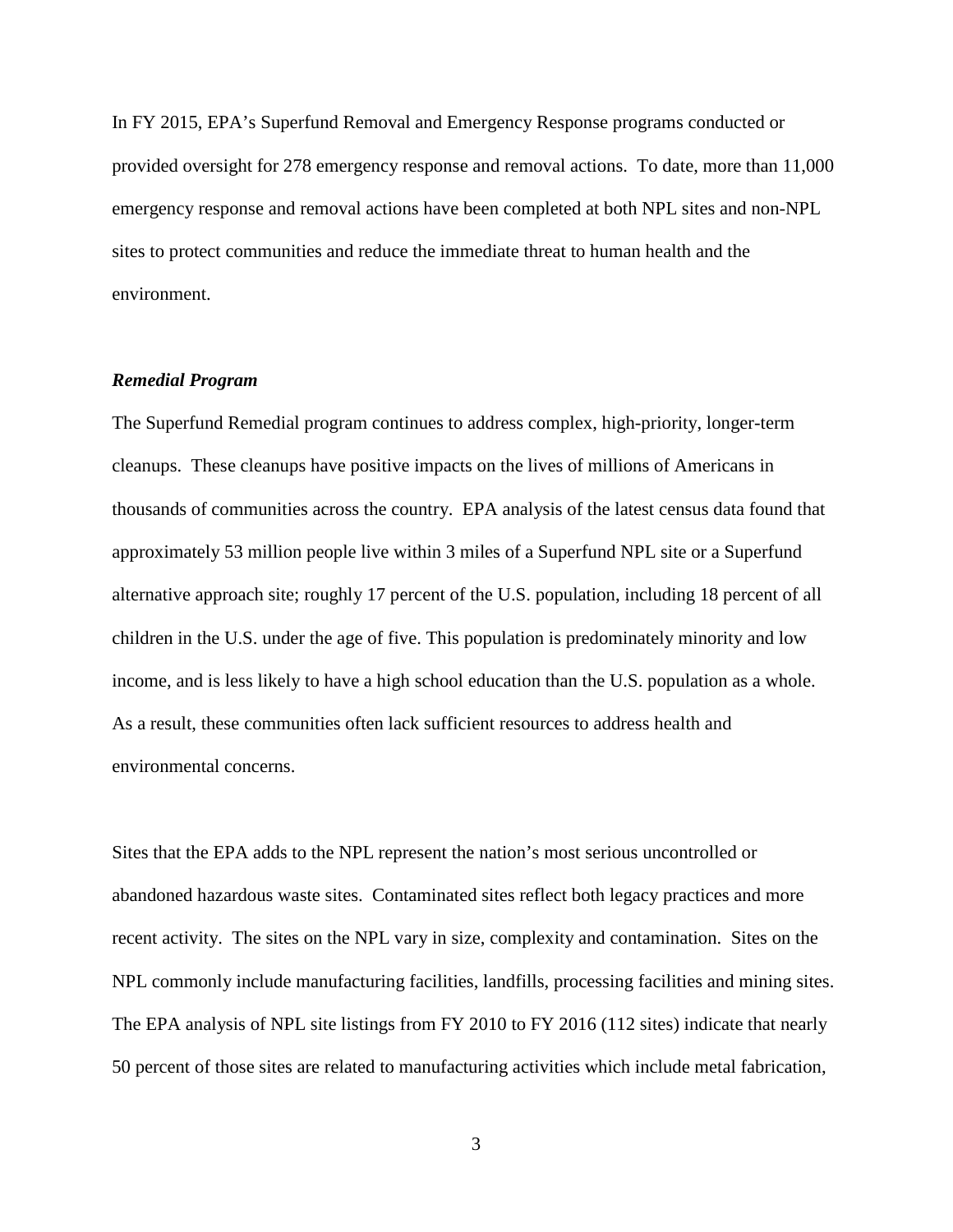In FY 2015, EPA's Superfund Removal and Emergency Response programs conducted or provided oversight for 278 emergency response and removal actions. To date, more than 11,000 emergency response and removal actions have been completed at both NPL sites and non-NPL sites to protect communities and reduce the immediate threat to human health and the environment.

***Remedial Program***

The Superfund Remedial program continues to address complex, high-priority, longer-term cleanups. These cleanups have positive impacts on the lives of millions of Americans in thousands of communities across the country. EPA analysis of the latest census data found that approximately 53 million people live within 3 miles of a Superfund NPL site or a Superfund alternative approach site; roughly 17 percent of the U.S. population, including 18 percent of all children in the U.S. under the age of five. This population is predominately minority and low income, and is less likely to have a high school education than the U.S. population as a whole. As a result, these communities often lack sufficient resources to address health and environmental concerns.

Sites that the EPA adds to the NPL represent the nation's most serious uncontrolled or abandoned hazardous waste sites. Contaminated sites reflect both legacy practices and more recent activity. The sites on the NPL vary in size, complexity and contamination. Sites on the NPL commonly include manufacturing facilities, landfills, processing facilities and mining sites. The EPA analysis of NPL site listings from FY 2010 to FY 2016 (112 sites) indicate that nearly 50 percent of those sites are related to manufacturing activities which include metal fabrication,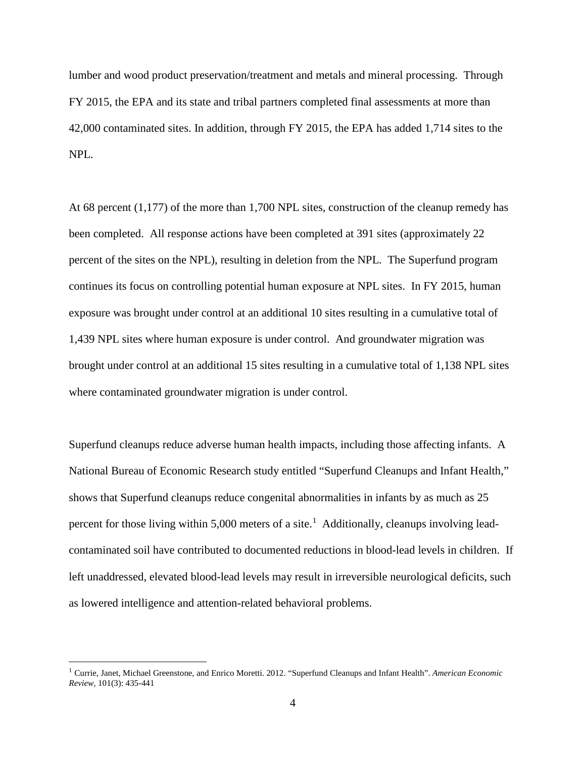lumber and wood product preservation/treatment and metals and mineral processing. Through FY 2015, the EPA and its state and tribal partners completed final assessments at more than 42,000 contaminated sites. In addition, through FY 2015, the EPA has added 1,714 sites to the NPL.

At 68 percent (1,177) of the more than 1,700 NPL sites, construction of the cleanup remedy has been completed. All response actions have been completed at 391 sites (approximately 22 percent of the sites on the NPL), resulting in deletion from the NPL. The Superfund program continues its focus on controlling potential human exposure at NPL sites. In FY 2015, human exposure was brought under control at an additional 10 sites resulting in a cumulative total of 1,439 NPL sites where human exposure is under control. And groundwater migration was brought under control at an additional 15 sites resulting in a cumulative total of 1,138 NPL sites where contaminated groundwater migration is under control.

Superfund cleanups reduce adverse human health impacts, including those affecting infants. A National Bureau of Economic Research study entitled "Superfund Cleanups and Infant Health," shows that Superfund cleanups reduce congenital abnormalities in infants by as much as 25 percent for those living within 5,000 meters of a site.[1] Additionally, cleanups involving lead-contaminated soil have contributed to documented reductions in blood-lead levels in children. If left unaddressed, elevated blood-lead levels may result in irreversible neurological deficits, such as lowered intelligence and attention-related behavioral problems.

---

[1] Currie, Janet, Michael Greenstone, and Enrico Moretti. 2012. "Superfund Cleanups and Infant Health". *American Economic Review*, 101(3): 435-441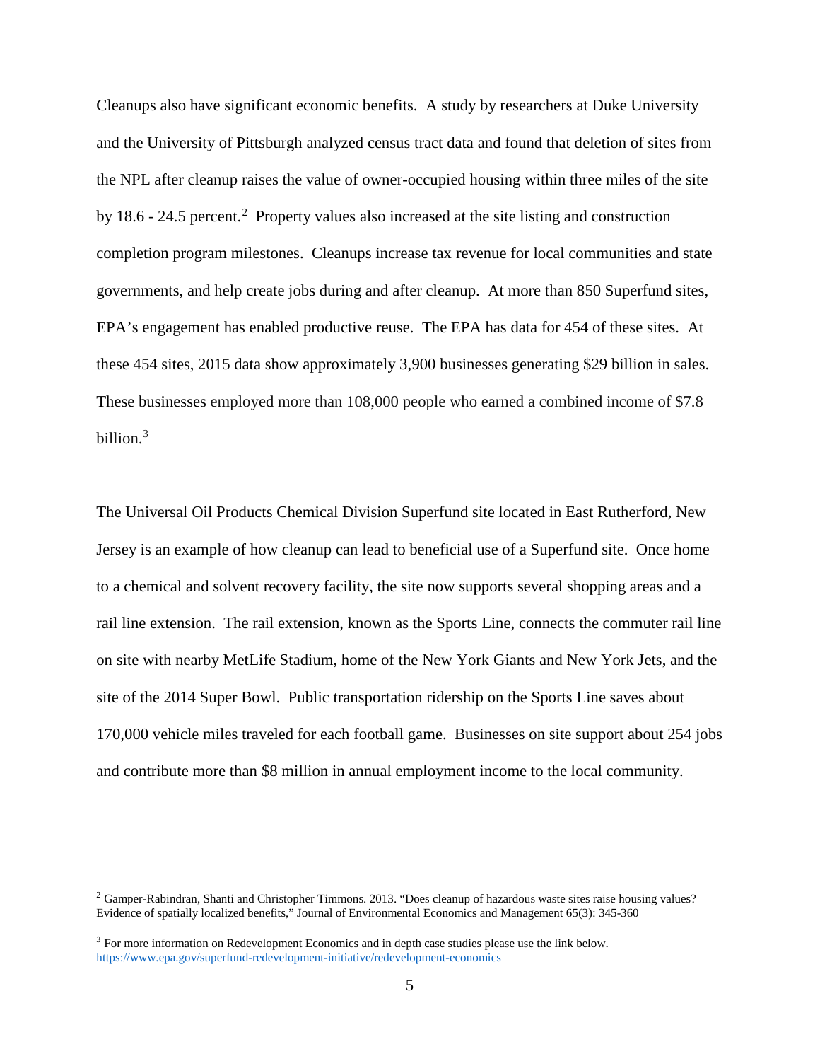Cleanups also have significant economic benefits. A study by researchers at Duke University and the University of Pittsburgh analyzed census tract data and found that deletion of sites from the NPL after cleanup raises the value of owner-occupied housing within three miles of the site by 18.6 - 24.5 percent.[2] Property values also increased at the site listing and construction completion program milestones. Cleanups increase tax revenue for local communities and state governments, and help create jobs during and after cleanup. At more than 850 Superfund sites, EPA's engagement has enabled productive reuse. The EPA has data for 454 of these sites. At these 454 sites, 2015 data show approximately 3,900 businesses generating $29 billion in sales. These businesses employed more than 108,000 people who earned a combined income of $7.8 billion.[3]

The Universal Oil Products Chemical Division Superfund site located in East Rutherford, New Jersey is an example of how cleanup can lead to beneficial use of a Superfund site. Once home to a chemical and solvent recovery facility, the site now supports several shopping areas and a rail line extension. The rail extension, known as the Sports Line, connects the commuter rail line on site with nearby MetLife Stadium, home of the New York Giants and New York Jets, and the site of the 2014 Super Bowl. Public transportation ridership on the Sports Line saves about 170,000 vehicle miles traveled for each football game. Businesses on site support about 254 jobs and contribute more than $8 million in annual employment income to the local community.

---

[2] Gamper-Rabindran, Shanti and Christopher Timmons. 2013. "Does cleanup of hazardous waste sites raise housing values? Evidence of spatially localized benefits," Journal of Environmental Economics and Management 65(3): 345-360

[3] For more information on Redevelopment Economics and in depth case studies please use the link below. https://www.epa.gov/superfund-redevelopment-initiative/redevelopment-economics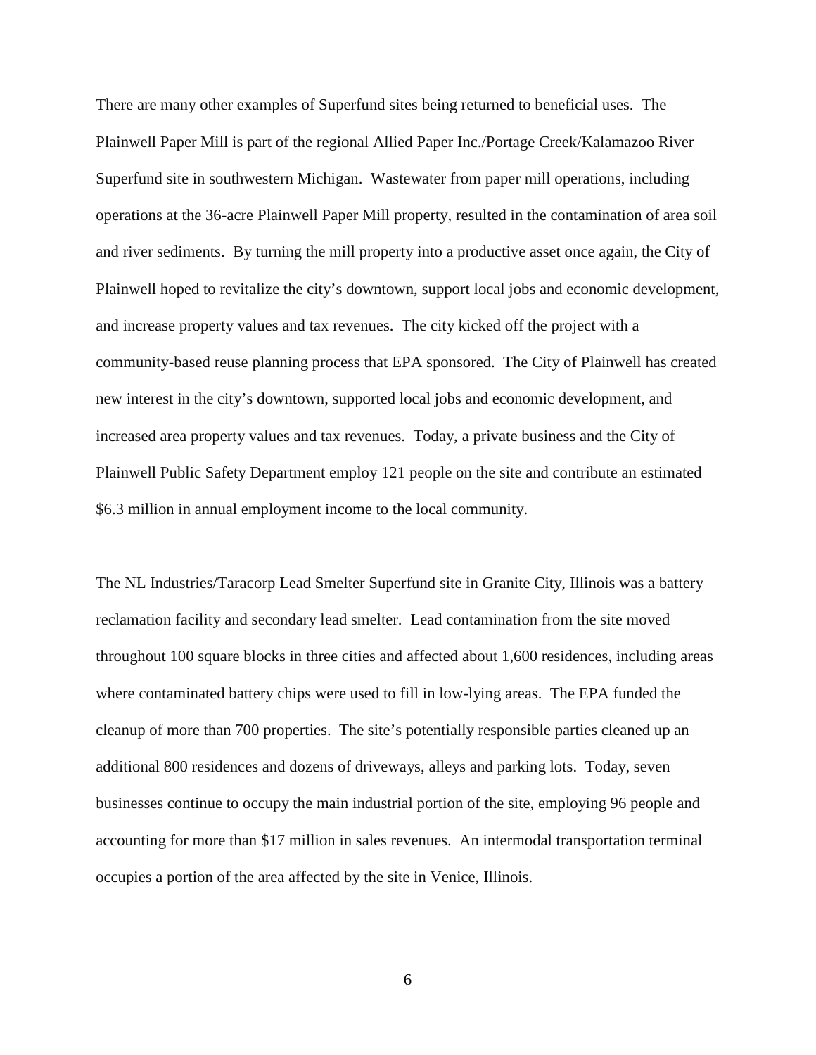There are many other examples of Superfund sites being returned to beneficial uses. The Plainwell Paper Mill is part of the regional Allied Paper Inc./Portage Creek/Kalamazoo River Superfund site in southwestern Michigan. Wastewater from paper mill operations, including operations at the 36-acre Plainwell Paper Mill property, resulted in the contamination of area soil and river sediments. By turning the mill property into a productive asset once again, the City of Plainwell hoped to revitalize the city's downtown, support local jobs and economic development, and increase property values and tax revenues. The city kicked off the project with a community-based reuse planning process that EPA sponsored. The City of Plainwell has created new interest in the city's downtown, supported local jobs and economic development, and increased area property values and tax revenues. Today, a private business and the City of Plainwell Public Safety Department employ 121 people on the site and contribute an estimated $6.3 million in annual employment income to the local community.

The NL Industries/Taracorp Lead Smelter Superfund site in Granite City, Illinois was a battery reclamation facility and secondary lead smelter. Lead contamination from the site moved throughout 100 square blocks in three cities and affected about 1,600 residences, including areas where contaminated battery chips were used to fill in low-lying areas. The EPA funded the cleanup of more than 700 properties. The site's potentially responsible parties cleaned up an additional 800 residences and dozens of driveways, alleys and parking lots. Today, seven businesses continue to occupy the main industrial portion of the site, employing 96 people and accounting for more than $17 million in sales revenues. An intermodal transportation terminal occupies a portion of the area affected by the site in Venice, Illinois.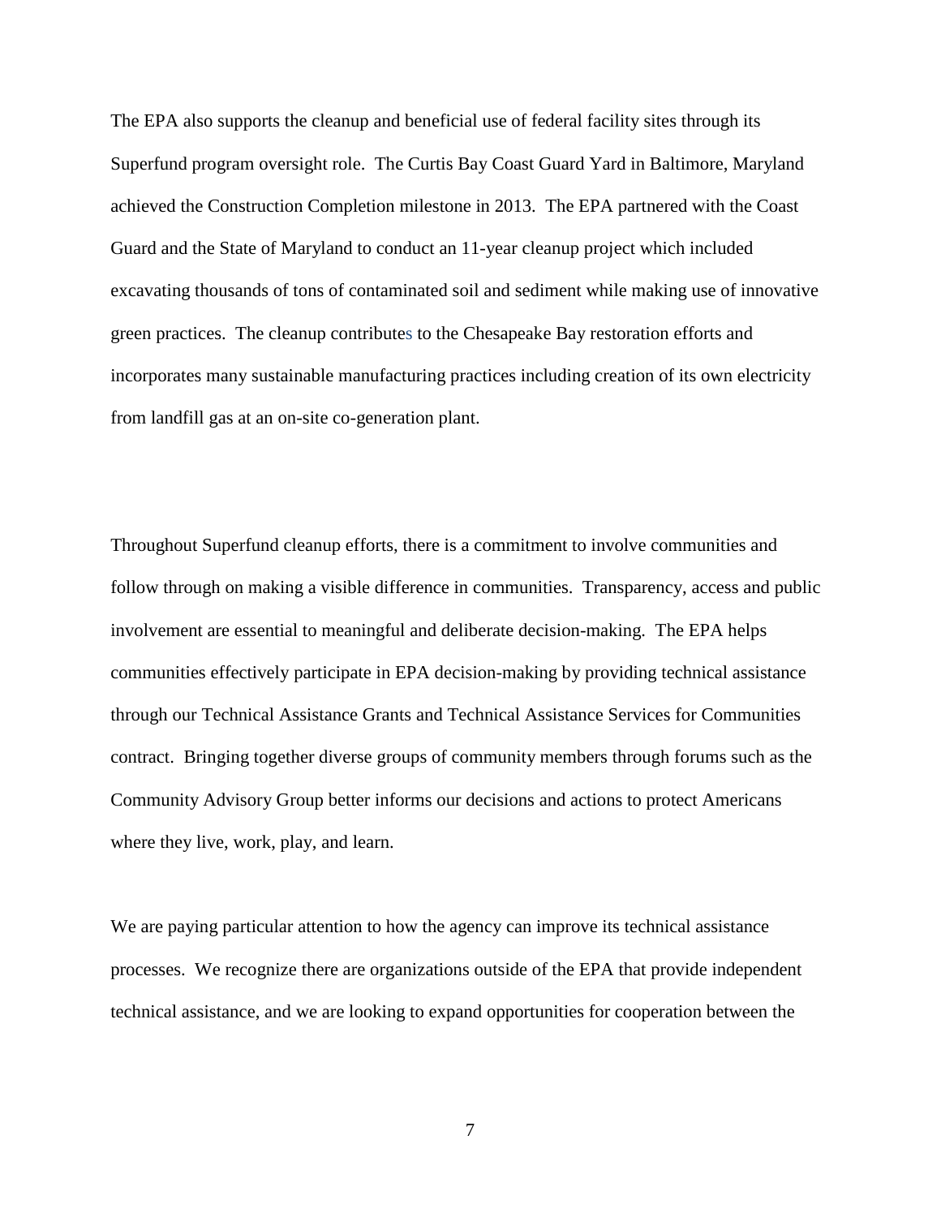The EPA also supports the cleanup and beneficial use of federal facility sites through its Superfund program oversight role. The Curtis Bay Coast Guard Yard in Baltimore, Maryland achieved the Construction Completion milestone in 2013. The EPA partnered with the Coast Guard and the State of Maryland to conduct an 11-year cleanup project which included excavating thousands of tons of contaminated soil and sediment while making use of innovative green practices. The cleanup contributes to the Chesapeake Bay restoration efforts and incorporates many sustainable manufacturing practices including creation of its own electricity from landfill gas at an on-site co-generation plant.

Throughout Superfund cleanup efforts, there is a commitment to involve communities and follow through on making a visible difference in communities. Transparency, access and public involvement are essential to meaningful and deliberate decision-making. The EPA helps communities effectively participate in EPA decision-making by providing technical assistance through our Technical Assistance Grants and Technical Assistance Services for Communities contract. Bringing together diverse groups of community members through forums such as the Community Advisory Group better informs our decisions and actions to protect Americans where they live, work, play, and learn.

We are paying particular attention to how the agency can improve its technical assistance processes. We recognize there are organizations outside of the EPA that provide independent technical assistance, and we are looking to expand opportunities for cooperation between the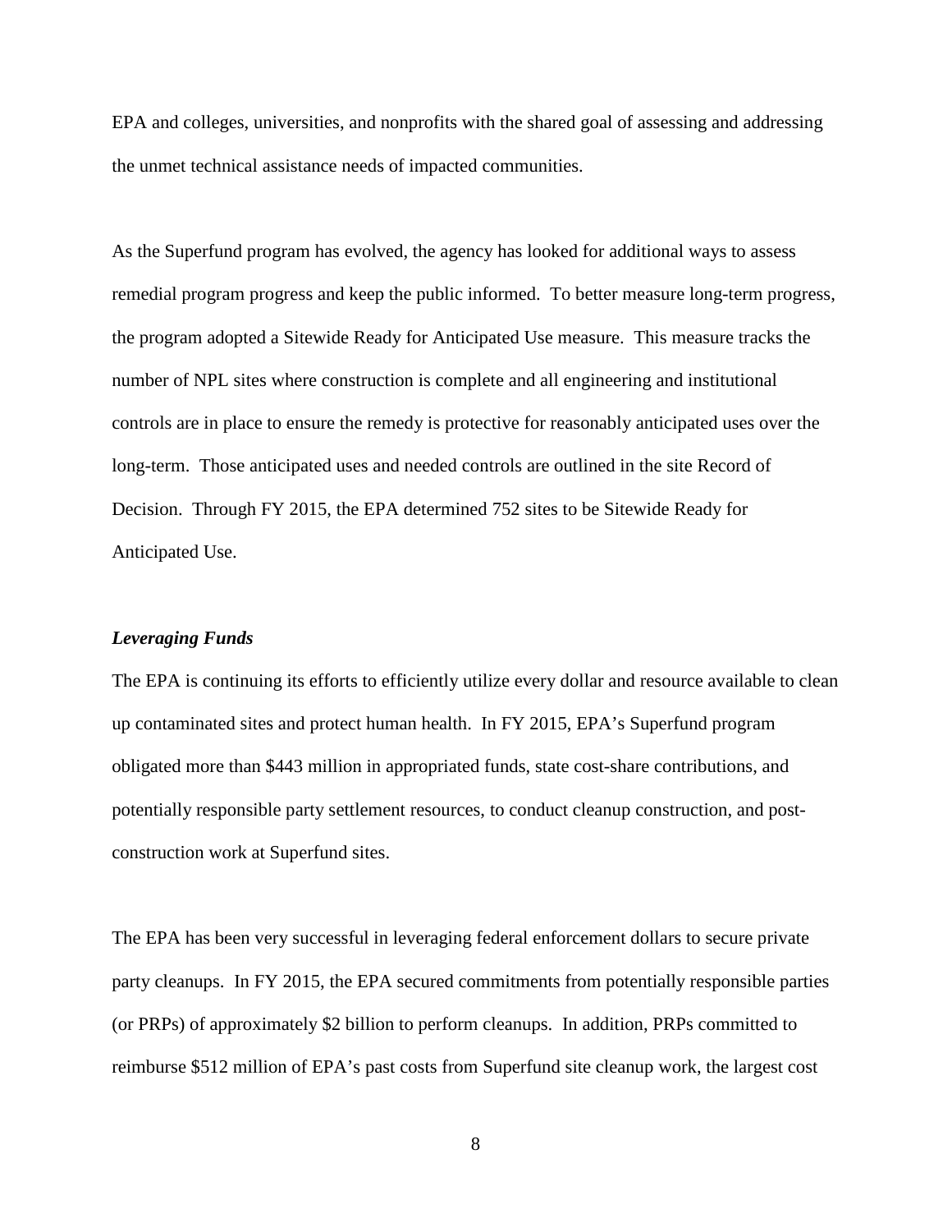EPA and colleges, universities, and nonprofits with the shared goal of assessing and addressing the unmet technical assistance needs of impacted communities.

As the Superfund program has evolved, the agency has looked for additional ways to assess remedial program progress and keep the public informed. To better measure long-term progress, the program adopted a Sitewide Ready for Anticipated Use measure. This measure tracks the number of NPL sites where construction is complete and all engineering and institutional controls are in place to ensure the remedy is protective for reasonably anticipated uses over the long-term. Those anticipated uses and needed controls are outlined in the site Record of Decision. Through FY 2015, the EPA determined 752 sites to be Sitewide Ready for Anticipated Use.

***Leveraging Funds***

The EPA is continuing its efforts to efficiently utilize every dollar and resource available to clean up contaminated sites and protect human health. In FY 2015, EPA's Superfund program obligated more than $443 million in appropriated funds, state cost-share contributions, and potentially responsible party settlement resources, to conduct cleanup construction, and post-construction work at Superfund sites.

The EPA has been very successful in leveraging federal enforcement dollars to secure private party cleanups. In FY 2015, the EPA secured commitments from potentially responsible parties (or PRPs) of approximately $2 billion to perform cleanups. In addition, PRPs committed to reimburse $512 million of EPA's past costs from Superfund site cleanup work, the largest cost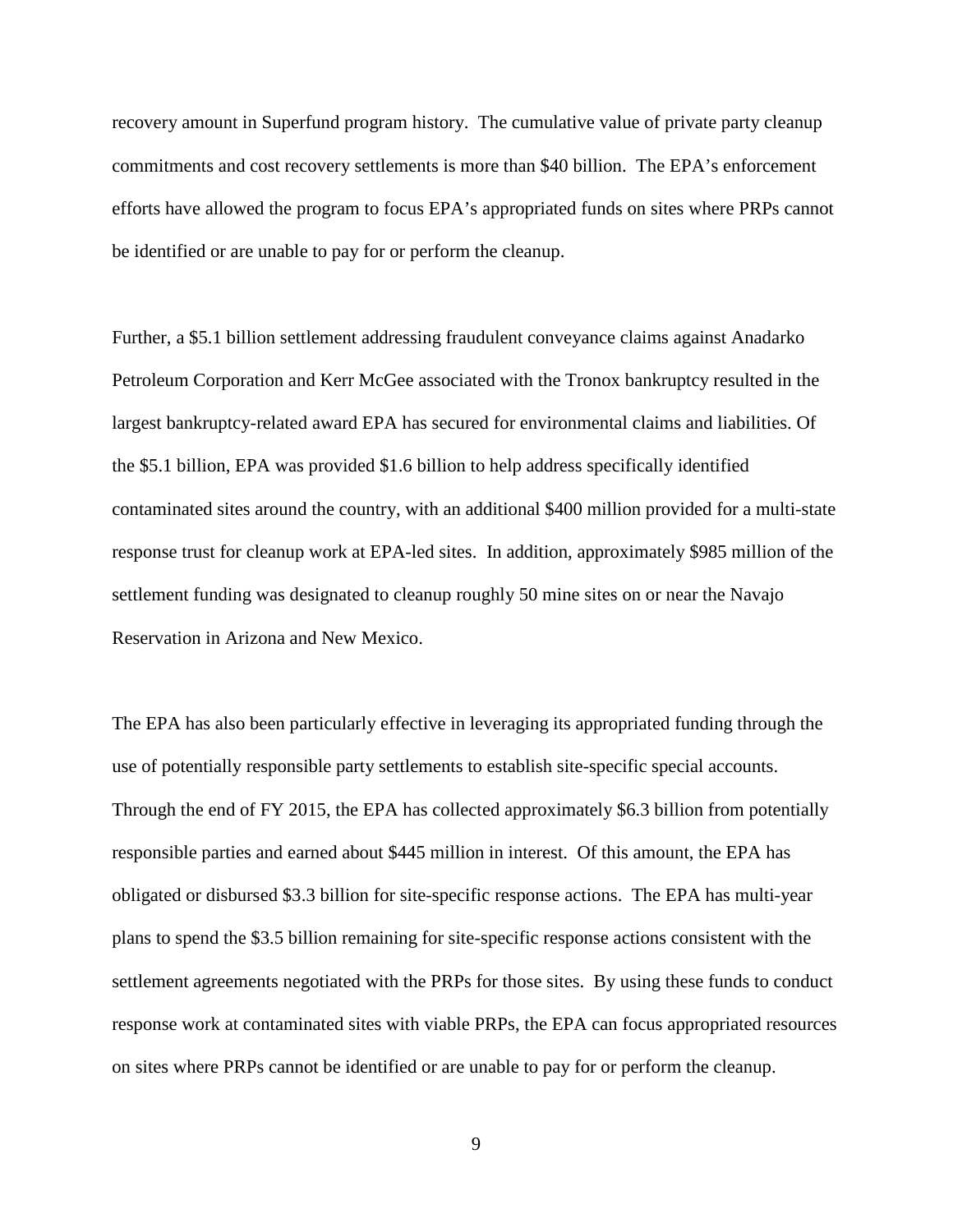recovery amount in Superfund program history. The cumulative value of private party cleanup commitments and cost recovery settlements is more than $40 billion. The EPA's enforcement efforts have allowed the program to focus EPA's appropriated funds on sites where PRPs cannot be identified or are unable to pay for or perform the cleanup.

Further, a $5.1 billion settlement addressing fraudulent conveyance claims against Anadarko Petroleum Corporation and Kerr McGee associated with the Tronox bankruptcy resulted in the largest bankruptcy-related award EPA has secured for environmental claims and liabilities. Of the $5.1 billion, EPA was provided $1.6 billion to help address specifically identified contaminated sites around the country, with an additional $400 million provided for a multi-state response trust for cleanup work at EPA-led sites. In addition, approximately $985 million of the settlement funding was designated to cleanup roughly 50 mine sites on or near the Navajo Reservation in Arizona and New Mexico.

The EPA has also been particularly effective in leveraging its appropriated funding through the use of potentially responsible party settlements to establish site-specific special accounts. Through the end of FY 2015, the EPA has collected approximately $6.3 billion from potentially responsible parties and earned about $445 million in interest. Of this amount, the EPA has obligated or disbursed $3.3 billion for site-specific response actions. The EPA has multi-year plans to spend the $3.5 billion remaining for site-specific response actions consistent with the settlement agreements negotiated with the PRPs for those sites. By using these funds to conduct response work at contaminated sites with viable PRPs, the EPA can focus appropriated resources on sites where PRPs cannot be identified or are unable to pay for or perform the cleanup.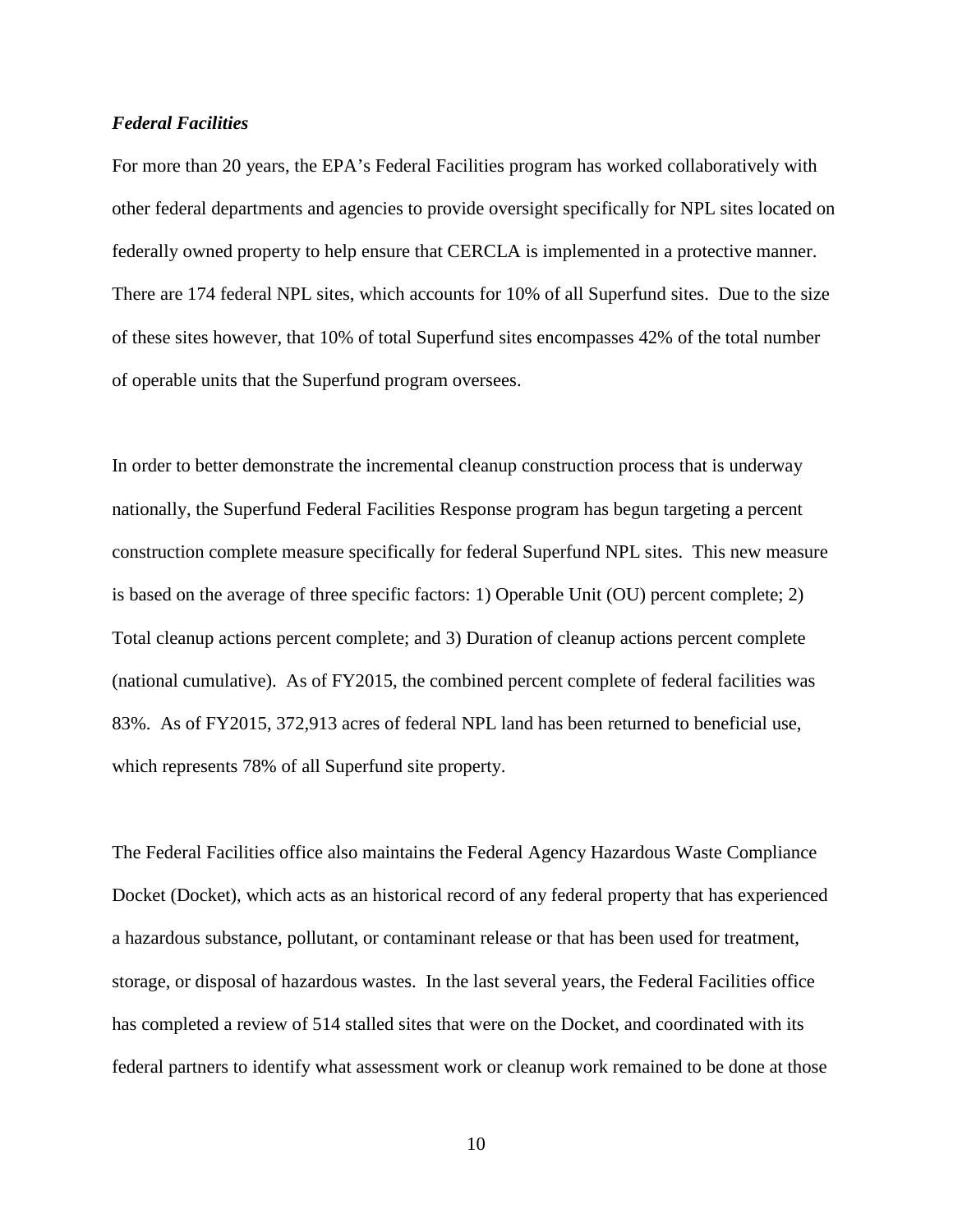### *Federal Facilities*

For more than 20 years, the EPA's Federal Facilities program has worked collaboratively with other federal departments and agencies to provide oversight specifically for NPL sites located on federally owned property to help ensure that CERCLA is implemented in a protective manner. There are 174 federal NPL sites, which accounts for 10% of all Superfund sites. Due to the size of these sites however, that 10% of total Superfund sites encompasses 42% of the total number of operable units that the Superfund program oversees.

In order to better demonstrate the incremental cleanup construction process that is underway nationally, the Superfund Federal Facilities Response program has begun targeting a percent construction complete measure specifically for federal Superfund NPL sites. This new measure is based on the average of three specific factors: 1) Operable Unit (OU) percent complete; 2) Total cleanup actions percent complete; and 3) Duration of cleanup actions percent complete (national cumulative). As of FY2015, the combined percent complete of federal facilities was 83%. As of FY2015, 372,913 acres of federal NPL land has been returned to beneficial use, which represents 78% of all Superfund site property.

The Federal Facilities office also maintains the Federal Agency Hazardous Waste Compliance Docket (Docket), which acts as an historical record of any federal property that has experienced a hazardous substance, pollutant, or contaminant release or that has been used for treatment, storage, or disposal of hazardous wastes. In the last several years, the Federal Facilities office has completed a review of 514 stalled sites that were on the Docket, and coordinated with its federal partners to identify what assessment work or cleanup work remained to be done at those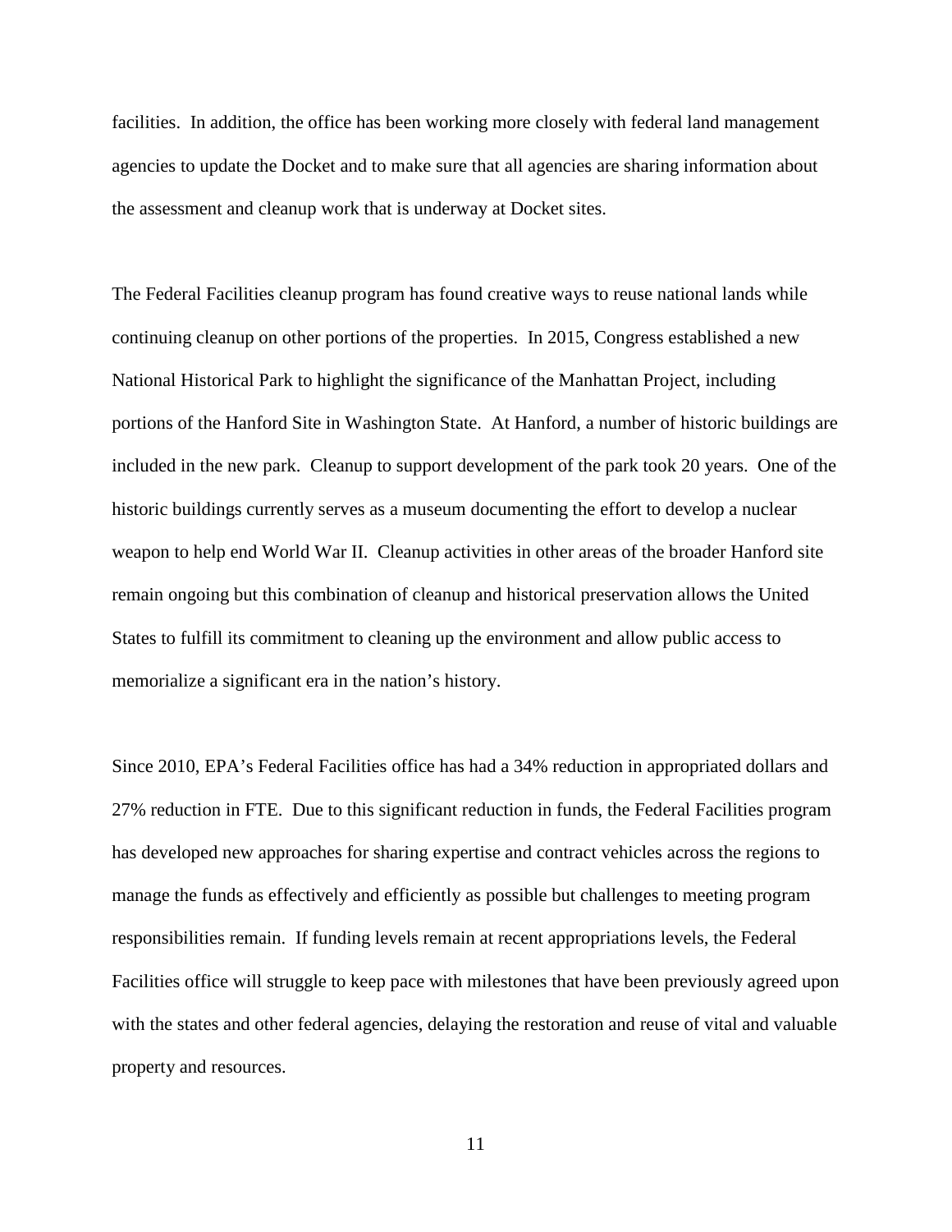facilities. In addition, the office has been working more closely with federal land management agencies to update the Docket and to make sure that all agencies are sharing information about the assessment and cleanup work that is underway at Docket sites.

The Federal Facilities cleanup program has found creative ways to reuse national lands while continuing cleanup on other portions of the properties. In 2015, Congress established a new National Historical Park to highlight the significance of the Manhattan Project, including portions of the Hanford Site in Washington State. At Hanford, a number of historic buildings are included in the new park. Cleanup to support development of the park took 20 years. One of the historic buildings currently serves as a museum documenting the effort to develop a nuclear weapon to help end World War II. Cleanup activities in other areas of the broader Hanford site remain ongoing but this combination of cleanup and historical preservation allows the United States to fulfill its commitment to cleaning up the environment and allow public access to memorialize a significant era in the nation's history.

Since 2010, EPA's Federal Facilities office has had a 34% reduction in appropriated dollars and 27% reduction in FTE. Due to this significant reduction in funds, the Federal Facilities program has developed new approaches for sharing expertise and contract vehicles across the regions to manage the funds as effectively and efficiently as possible but challenges to meeting program responsibilities remain. If funding levels remain at recent appropriations levels, the Federal Facilities office will struggle to keep pace with milestones that have been previously agreed upon with the states and other federal agencies, delaying the restoration and reuse of vital and valuable property and resources.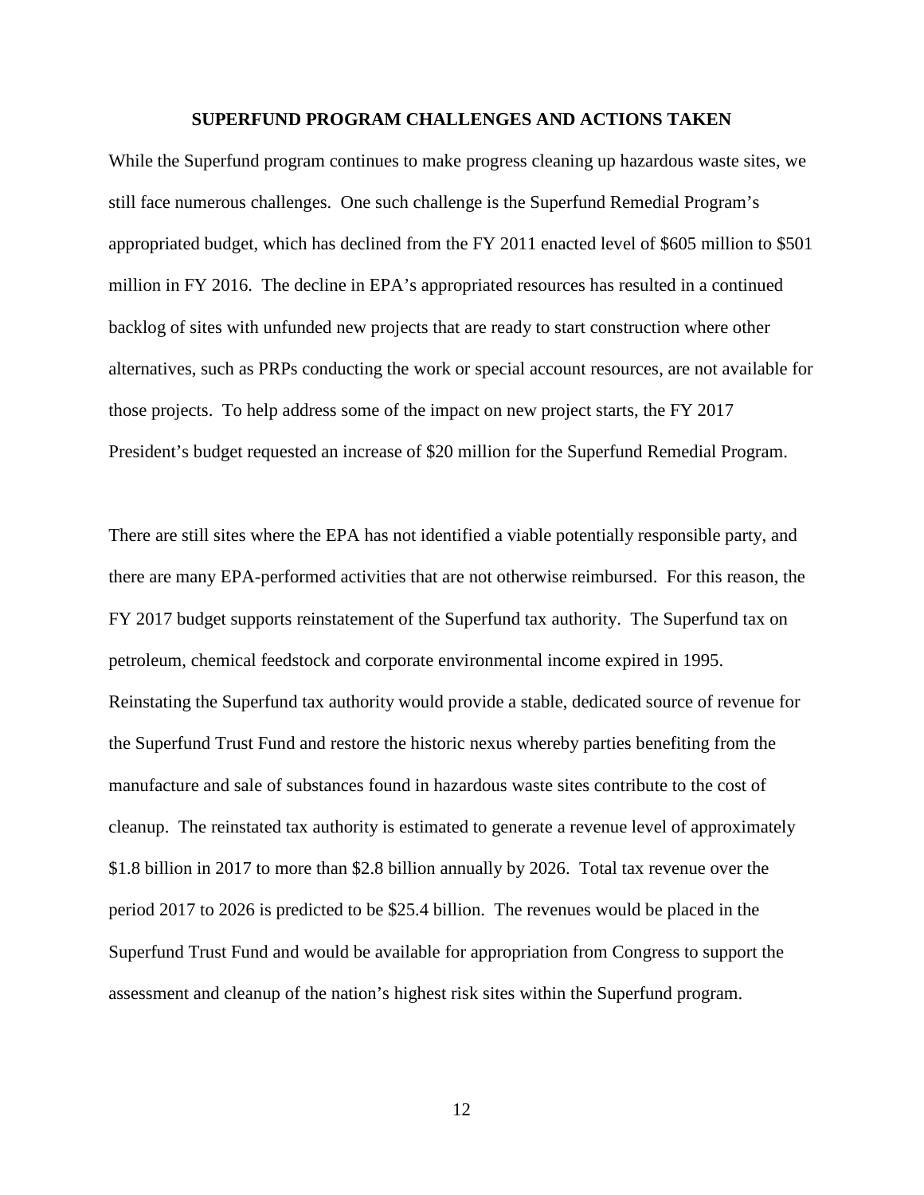## SUPERFUND PROGRAM CHALLENGES AND ACTIONS TAKEN

While the Superfund program continues to make progress cleaning up hazardous waste sites, we still face numerous challenges. One such challenge is the Superfund Remedial Program's appropriated budget, which has declined from the FY 2011 enacted level of $605 million to $501 million in FY 2016. The decline in EPA's appropriated resources has resulted in a continued backlog of sites with unfunded new projects that are ready to start construction where other alternatives, such as PRPs conducting the work or special account resources, are not available for those projects. To help address some of the impact on new project starts, the FY 2017 President's budget requested an increase of $20 million for the Superfund Remedial Program.

There are still sites where the EPA has not identified a viable potentially responsible party, and there are many EPA-performed activities that are not otherwise reimbursed. For this reason, the FY 2017 budget supports reinstatement of the Superfund tax authority. The Superfund tax on petroleum, chemical feedstock and corporate environmental income expired in 1995. Reinstating the Superfund tax authority would provide a stable, dedicated source of revenue for the Superfund Trust Fund and restore the historic nexus whereby parties benefiting from the manufacture and sale of substances found in hazardous waste sites contribute to the cost of cleanup. The reinstated tax authority is estimated to generate a revenue level of approximately $1.8 billion in 2017 to more than $2.8 billion annually by 2026. Total tax revenue over the period 2017 to 2026 is predicted to be $25.4 billion. The revenues would be placed in the Superfund Trust Fund and would be available for appropriation from Congress to support the assessment and cleanup of the nation's highest risk sites within the Superfund program.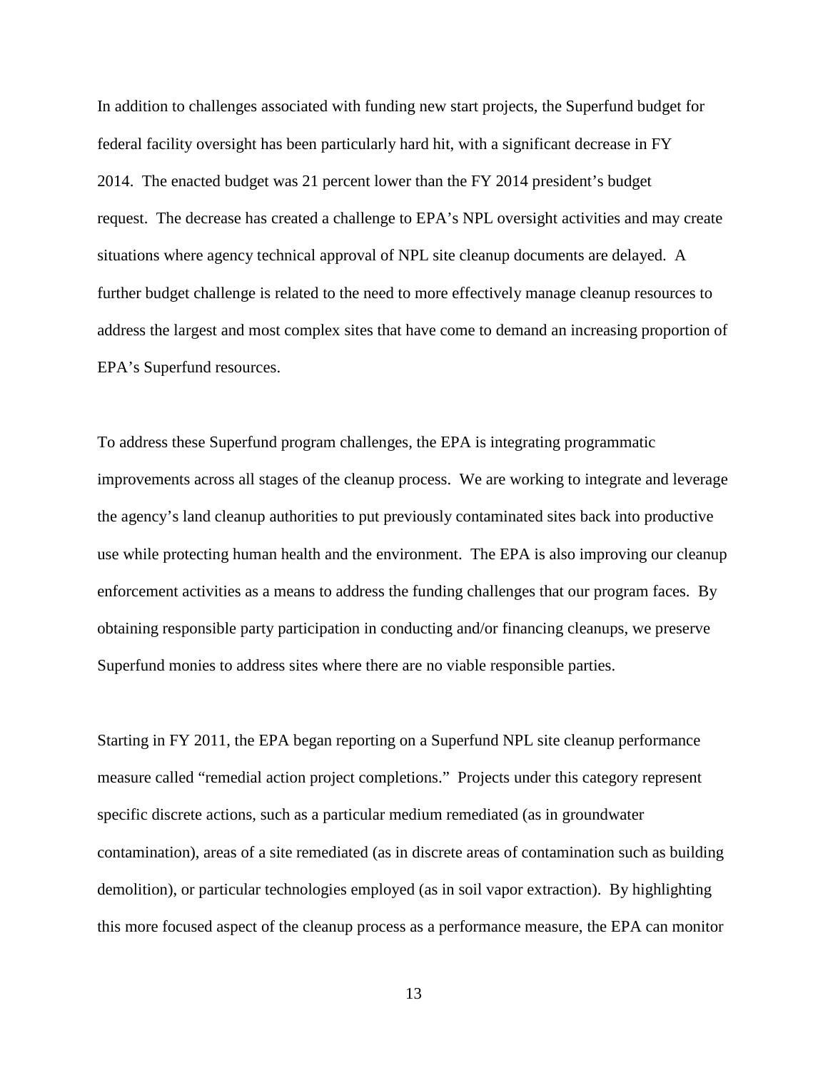In addition to challenges associated with funding new start projects, the Superfund budget for federal facility oversight has been particularly hard hit, with a significant decrease in FY 2014. The enacted budget was 21 percent lower than the FY 2014 president's budget request. The decrease has created a challenge to EPA's NPL oversight activities and may create situations where agency technical approval of NPL site cleanup documents are delayed. A further budget challenge is related to the need to more effectively manage cleanup resources to address the largest and most complex sites that have come to demand an increasing proportion of EPA's Superfund resources.

To address these Superfund program challenges, the EPA is integrating programmatic improvements across all stages of the cleanup process. We are working to integrate and leverage the agency's land cleanup authorities to put previously contaminated sites back into productive use while protecting human health and the environment. The EPA is also improving our cleanup enforcement activities as a means to address the funding challenges that our program faces. By obtaining responsible party participation in conducting and/or financing cleanups, we preserve Superfund monies to address sites where there are no viable responsible parties.

Starting in FY 2011, the EPA began reporting on a Superfund NPL site cleanup performance measure called "remedial action project completions." Projects under this category represent specific discrete actions, such as a particular medium remediated (as in groundwater contamination), areas of a site remediated (as in discrete areas of contamination such as building demolition), or particular technologies employed (as in soil vapor extraction). By highlighting this more focused aspect of the cleanup process as a performance measure, the EPA can monitor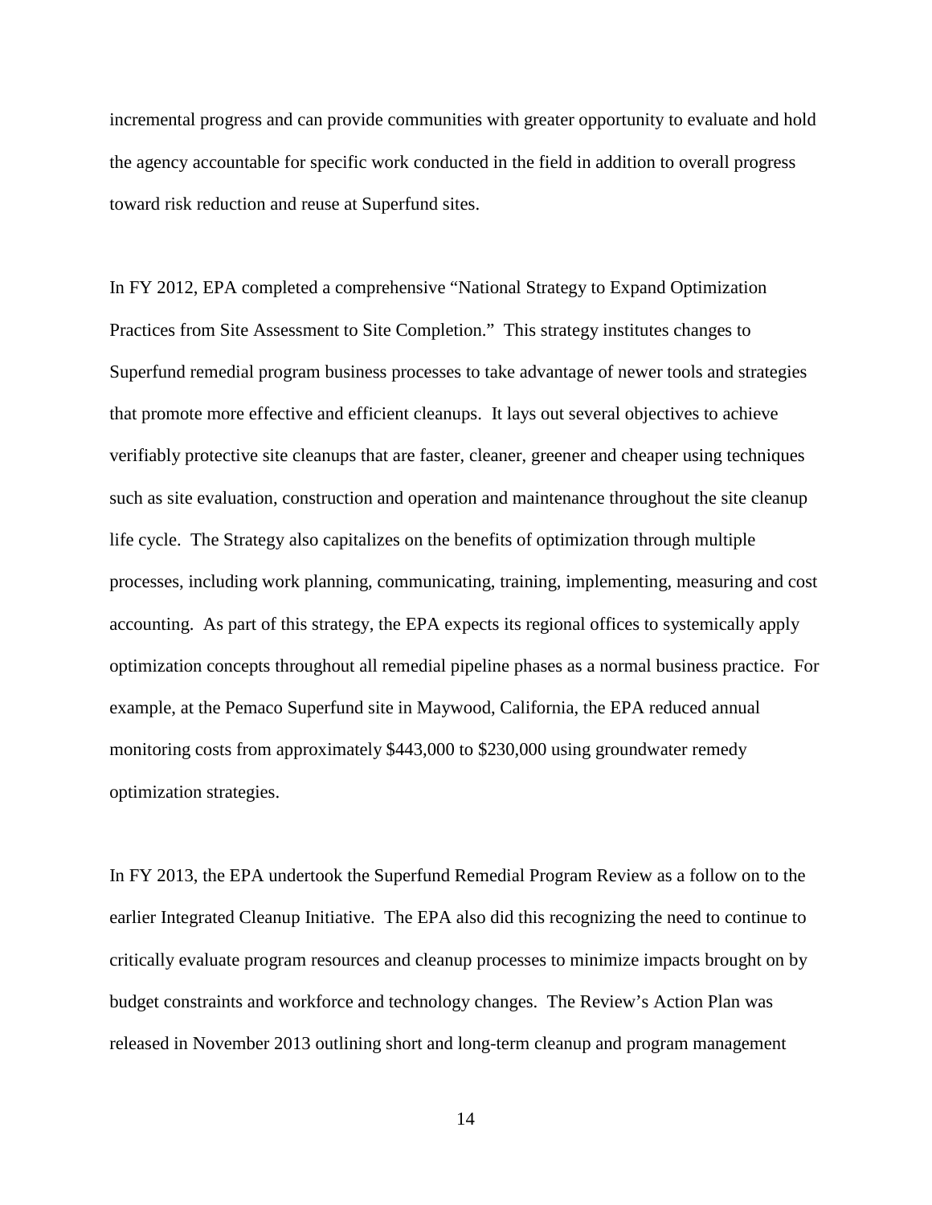incremental progress and can provide communities with greater opportunity to evaluate and hold the agency accountable for specific work conducted in the field in addition to overall progress toward risk reduction and reuse at Superfund sites.

In FY 2012, EPA completed a comprehensive "National Strategy to Expand Optimization Practices from Site Assessment to Site Completion." This strategy institutes changes to Superfund remedial program business processes to take advantage of newer tools and strategies that promote more effective and efficient cleanups. It lays out several objectives to achieve verifiably protective site cleanups that are faster, cleaner, greener and cheaper using techniques such as site evaluation, construction and operation and maintenance throughout the site cleanup life cycle. The Strategy also capitalizes on the benefits of optimization through multiple processes, including work planning, communicating, training, implementing, measuring and cost accounting. As part of this strategy, the EPA expects its regional offices to systemically apply optimization concepts throughout all remedial pipeline phases as a normal business practice. For example, at the Pemaco Superfund site in Maywood, California, the EPA reduced annual monitoring costs from approximately $443,000 to $230,000 using groundwater remedy optimization strategies.

In FY 2013, the EPA undertook the Superfund Remedial Program Review as a follow on to the earlier Integrated Cleanup Initiative. The EPA also did this recognizing the need to continue to critically evaluate program resources and cleanup processes to minimize impacts brought on by budget constraints and workforce and technology changes. The Review's Action Plan was released in November 2013 outlining short and long-term cleanup and program management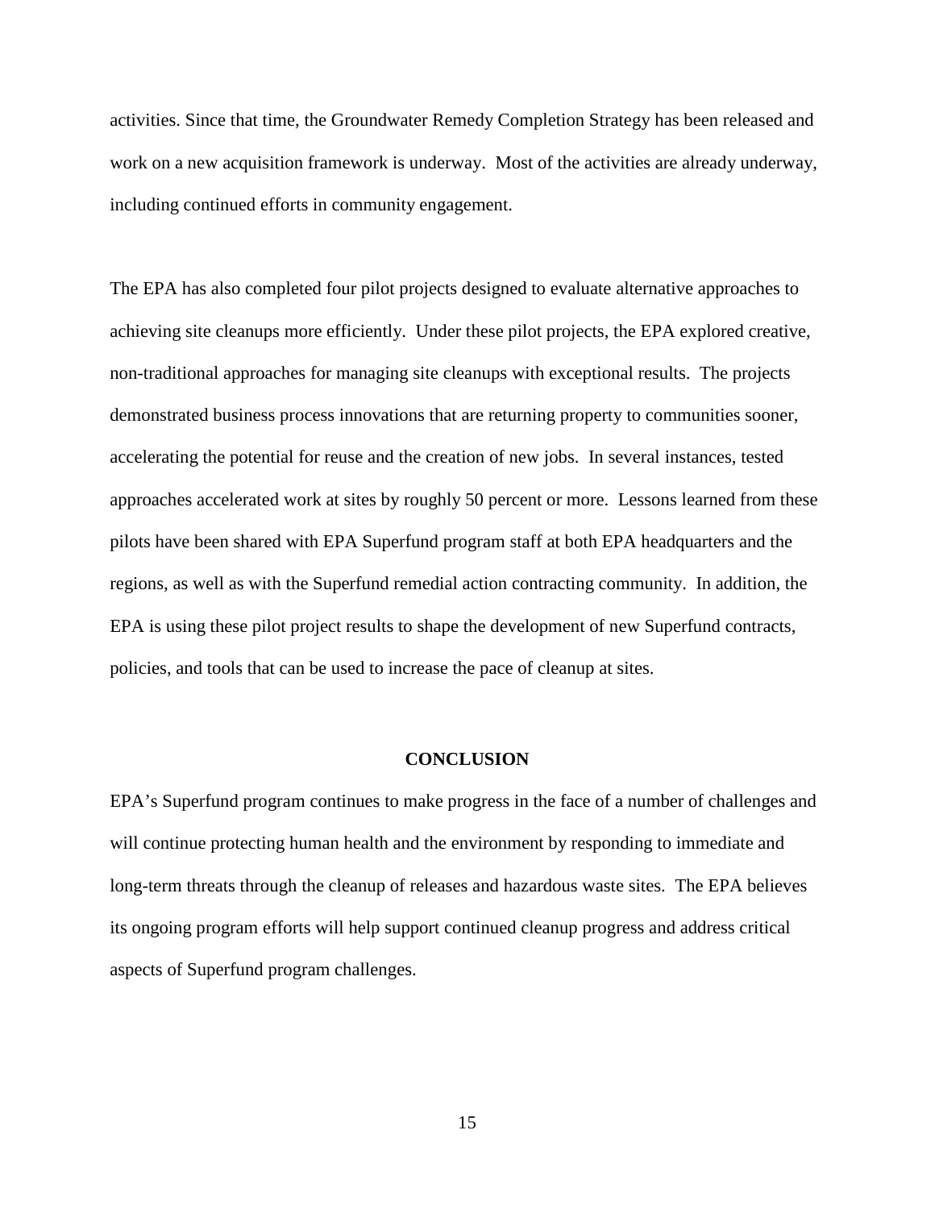activities. Since that time, the Groundwater Remedy Completion Strategy has been released and work on a new acquisition framework is underway. Most of the activities are already underway, including continued efforts in community engagement.

The EPA has also completed four pilot projects designed to evaluate alternative approaches to achieving site cleanups more efficiently. Under these pilot projects, the EPA explored creative, non-traditional approaches for managing site cleanups with exceptional results. The projects demonstrated business process innovations that are returning property to communities sooner, accelerating the potential for reuse and the creation of new jobs. In several instances, tested approaches accelerated work at sites by roughly 50 percent or more. Lessons learned from these pilots have been shared with EPA Superfund program staff at both EPA headquarters and the regions, as well as with the Superfund remedial action contracting community. In addition, the EPA is using these pilot project results to shape the development of new Superfund contracts, policies, and tools that can be used to increase the pace of cleanup at sites.

## CONCLUSION

EPA's Superfund program continues to make progress in the face of a number of challenges and will continue protecting human health and the environment by responding to immediate and long-term threats through the cleanup of releases and hazardous waste sites. The EPA believes its ongoing program efforts will help support continued cleanup progress and address critical aspects of Superfund program challenges.